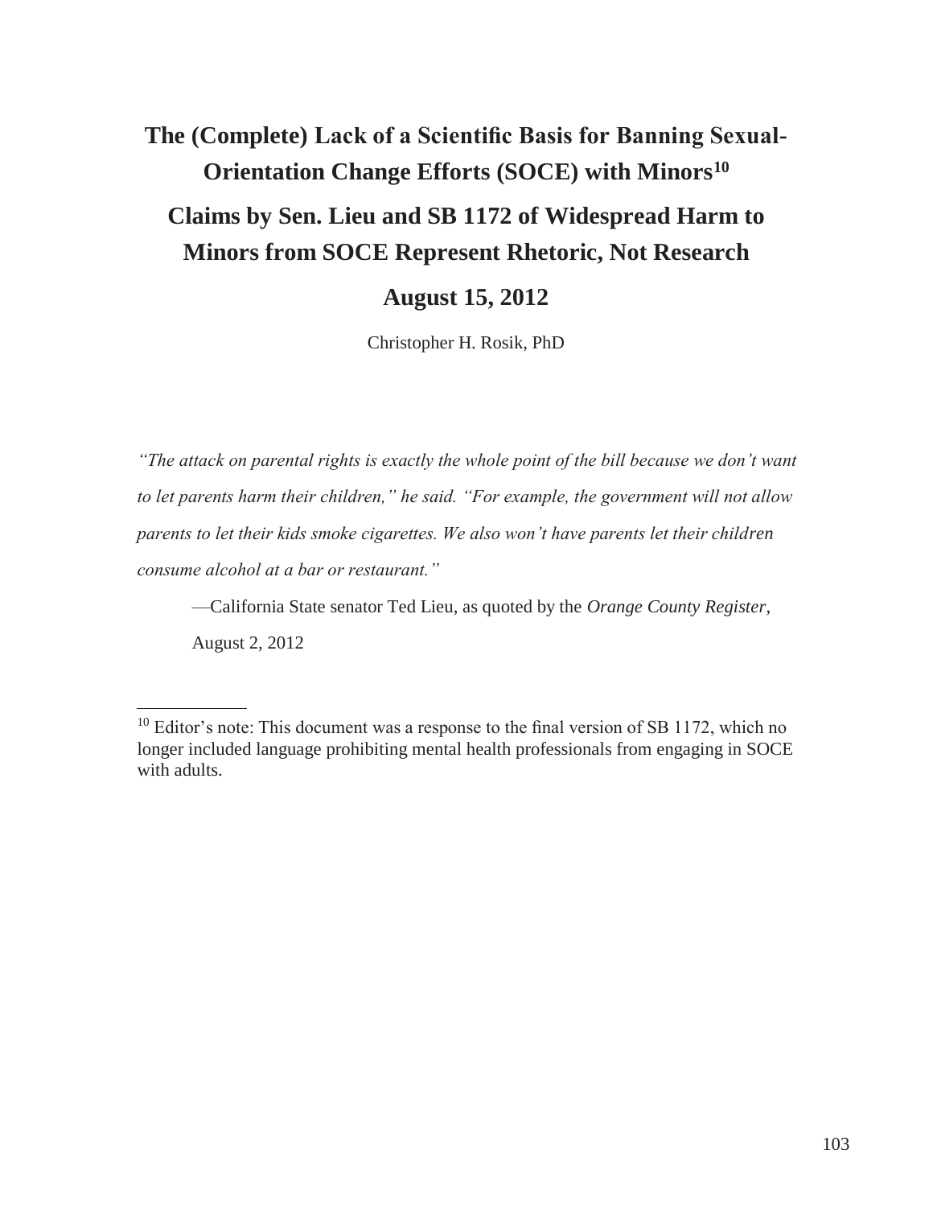# The (Complete) Lack of a Scientific Basis for Banning Sexual-Orientation Change Efforts (SOCE) with Minors[10]

## Claims by Sen. Lieu and SB 1172 of Widespread Harm to Minors from SOCE Represent Rhetoric, Not Research

## August 15, 2012

Christopher H. Rosik, PhD

*"The attack on parental rights is exactly the whole point of the bill because we don't want to let parents harm their children," he said. "For example, the government will not allow parents to let their kids smoke cigarettes. We also won't have parents let their children consume alcohol at a bar or restaurant."*

—California State senator Ted Lieu, as quoted by the *Orange County Register*, August 2, 2012

[10] Editor's note: This document was a response to the final version of SB 1172, which no longer included language prohibiting mental health professionals from engaging in SOCE with adults.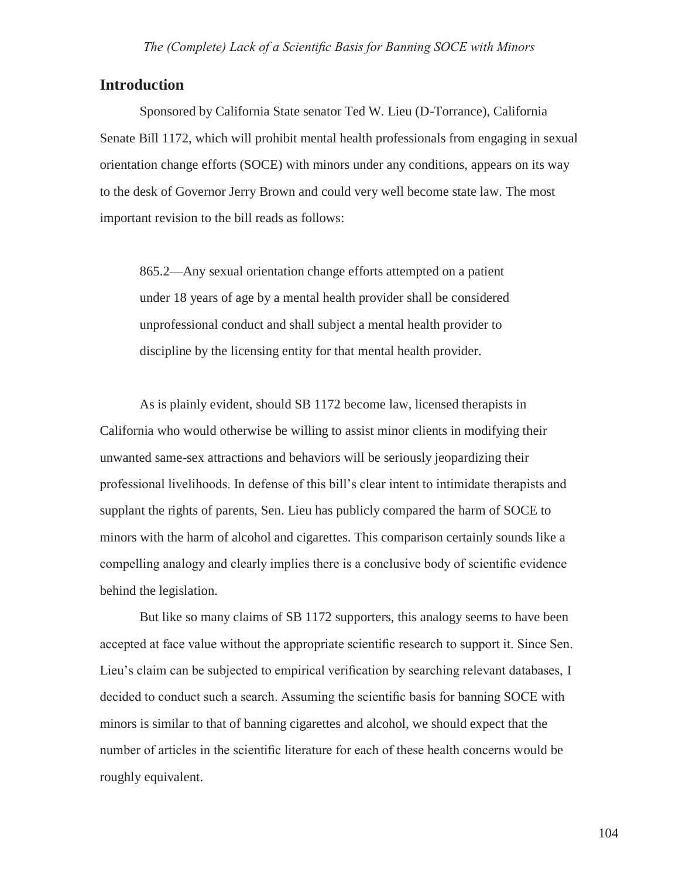## Introduction

Sponsored by California State senator Ted W. Lieu (D-Torrance), California Senate Bill 1172, which will prohibit mental health professionals from engaging in sexual orientation change efforts (SOCE) with minors under any conditions, appears on its way to the desk of Governor Jerry Brown and could very well become state law. The most important revision to the bill reads as follows:

> 865.2—Any sexual orientation change efforts attempted on a patient under 18 years of age by a mental health provider shall be considered unprofessional conduct and shall subject a mental health provider to discipline by the licensing entity for that mental health provider.

As is plainly evident, should SB 1172 become law, licensed therapists in California who would otherwise be willing to assist minor clients in modifying their unwanted same-sex attractions and behaviors will be seriously jeopardizing their professional livelihoods. In defense of this bill's clear intent to intimidate therapists and supplant the rights of parents, Sen. Lieu has publicly compared the harm of SOCE to minors with the harm of alcohol and cigarettes. This comparison certainly sounds like a compelling analogy and clearly implies there is a conclusive body of scientific evidence behind the legislation.

But like so many claims of SB 1172 supporters, this analogy seems to have been accepted at face value without the appropriate scientific research to support it. Since Sen. Lieu's claim can be subjected to empirical verification by searching relevant databases, I decided to conduct such a search. Assuming the scientific basis for banning SOCE with minors is similar to that of banning cigarettes and alcohol, we should expect that the number of articles in the scientific literature for each of these health concerns would be roughly equivalent.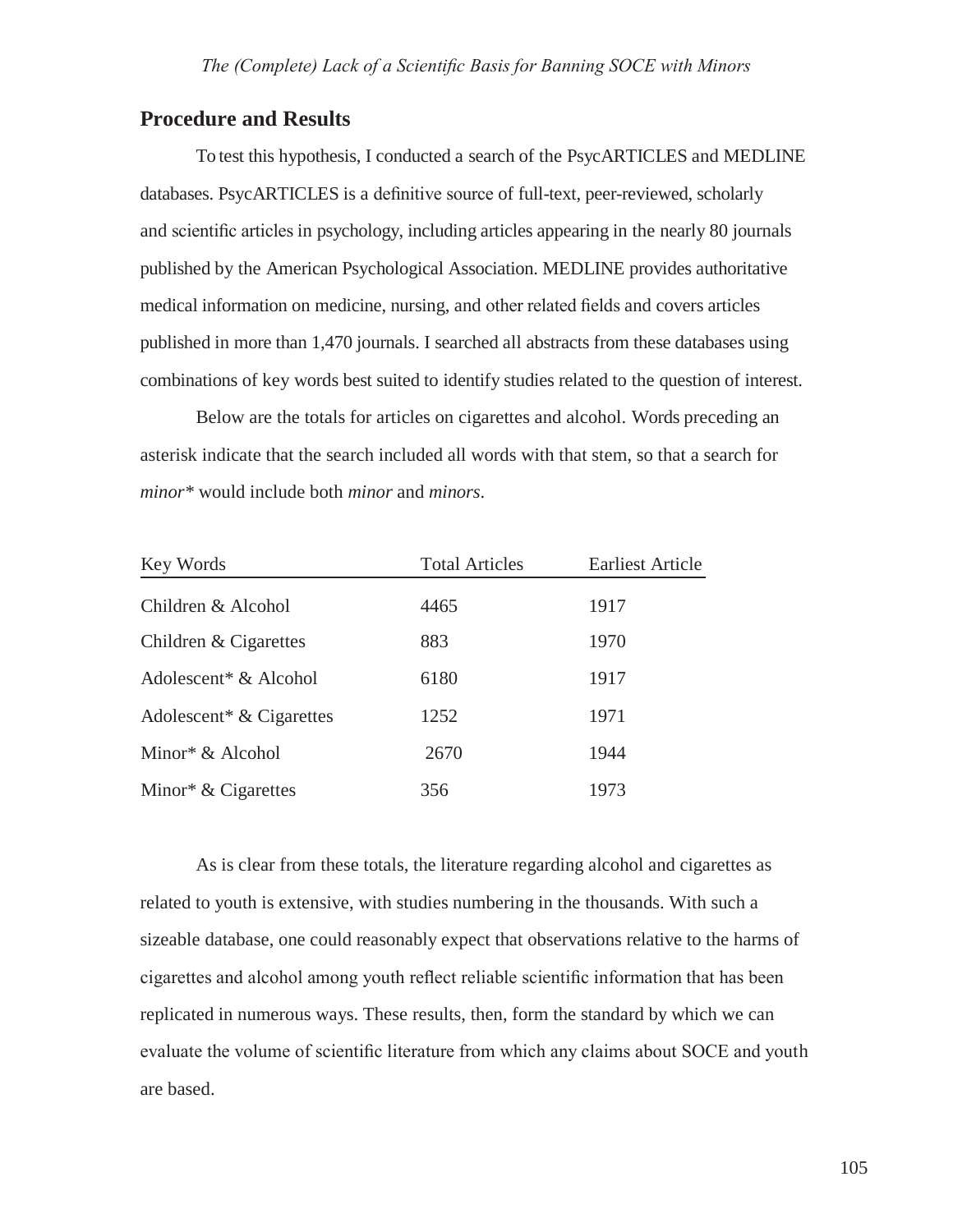## Procedure and Results

To test this hypothesis, I conducted a search of the PsycARTICLES and MEDLINE databases. PsycARTICLES is a definitive source of full-text, peer-reviewed, scholarly and scientific articles in psychology, including articles appearing in the nearly 80 journals published by the American Psychological Association. MEDLINE provides authoritative medical information on medicine, nursing, and other related fields and covers articles published in more than 1,470 journals. I searched all abstracts from these databases using combinations of key words best suited to identify studies related to the question of interest.

Below are the totals for articles on cigarettes and alcohol. Words preceding an asterisk indicate that the search included all words with that stem, so that a search for *minor** would include both *minor* and *minors*.

| Key Words | Total Articles | Earliest Article |
|---|---|---|
| Children & Alcohol | 4465 | 1917 |
| Children & Cigarettes | 883 | 1970 |
| Adolescent* & Alcohol | 6180 | 1917 |
| Adolescent* & Cigarettes | 1252 | 1971 |
| Minor* & Alcohol | 2670 | 1944 |
| Minor* & Cigarettes | 356 | 1973 |

As is clear from these totals, the literature regarding alcohol and cigarettes as related to youth is extensive, with studies numbering in the thousands. With such a sizeable database, one could reasonably expect that observations relative to the harms of cigarettes and alcohol among youth reflect reliable scientific information that has been replicated in numerous ways. These results, then, form the standard by which we can evaluate the volume of scientific literature from which any claims about SOCE and youth are based.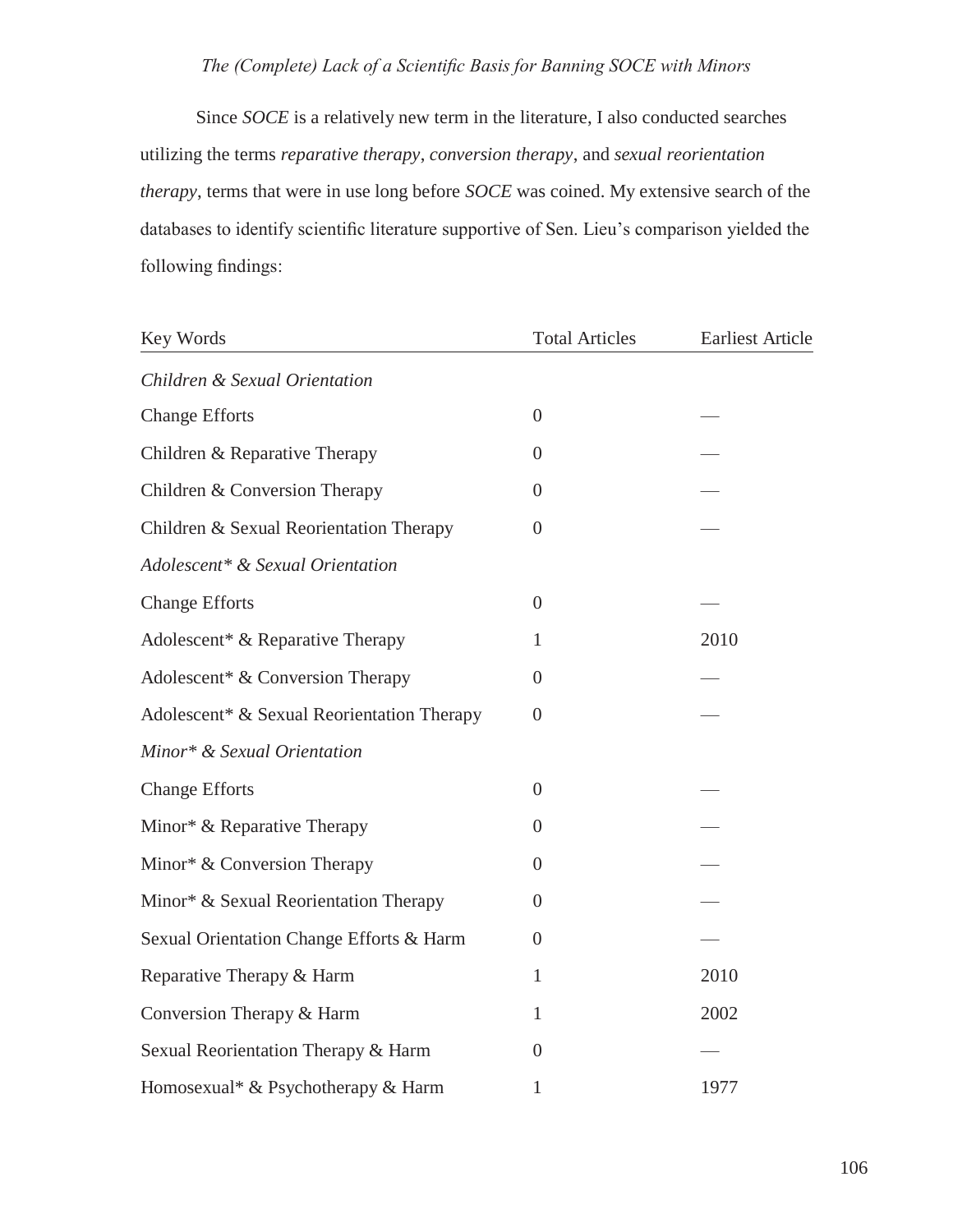Since *SOCE* is a relatively new term in the literature, I also conducted searches utilizing the terms *reparative therapy*, *conversion therapy*, and *sexual reorientation therapy*, terms that were in use long before *SOCE* was coined. My extensive search of the databases to identify scientific literature supportive of Sen. Lieu's comparison yielded the following findings:

| Key Words | Total Articles | Earliest Article |
|---|---|---|
| *Children & Sexual Orientation* | | |
| Change Efforts | 0 | — |
| Children & Reparative Therapy | 0 | — |
| Children & Conversion Therapy | 0 | — |
| Children & Sexual Reorientation Therapy | 0 | — |
| *Adolescent* & Sexual Orientation* | | |
| Change Efforts | 0 | — |
| Adolescent* & Reparative Therapy | 1 | 2010 |
| Adolescent* & Conversion Therapy | 0 | — |
| Adolescent* & Sexual Reorientation Therapy | 0 | — |
| *Minor* & Sexual Orientation* | | |
| Change Efforts | 0 | — |
| Minor* & Reparative Therapy | 0 | — |
| Minor* & Conversion Therapy | 0 | — |
| Minor* & Sexual Reorientation Therapy | 0 | — |
| Sexual Orientation Change Efforts & Harm | 0 | — |
| Reparative Therapy & Harm | 1 | 2010 |
| Conversion Therapy & Harm | 1 | 2002 |
| Sexual Reorientation Therapy & Harm | 0 | — |
| Homosexual* & Psychotherapy & Harm | 1 | 1977 |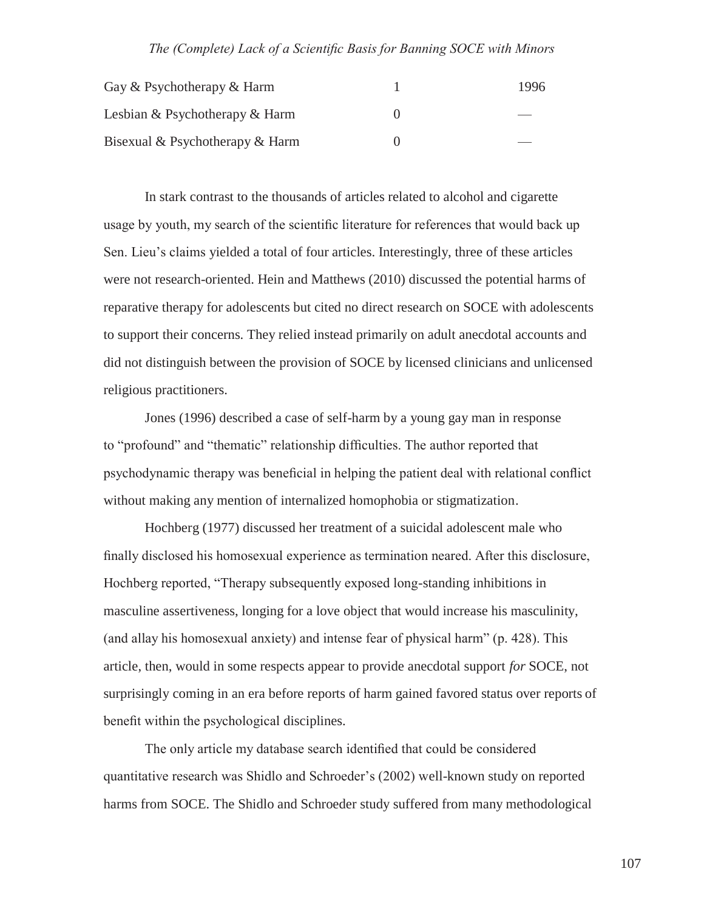| | | |
|---|---|---|
| Gay & Psychotherapy & Harm | 1 | 1996 |
| Lesbian & Psychotherapy & Harm | 0 | — |
| Bisexual & Psychotherapy & Harm | 0 | — |

In stark contrast to the thousands of articles related to alcohol and cigarette usage by youth, my search of the scientific literature for references that would back up Sen. Lieu's claims yielded a total of four articles. Interestingly, three of these articles were not research-oriented. Hein and Matthews (2010) discussed the potential harms of reparative therapy for adolescents but cited no direct research on SOCE with adolescents to support their concerns. They relied instead primarily on adult anecdotal accounts and did not distinguish between the provision of SOCE by licensed clinicians and unlicensed religious practitioners.

Jones (1996) described a case of self-harm by a young gay man in response to "profound" and "thematic" relationship difficulties. The author reported that psychodynamic therapy was beneficial in helping the patient deal with relational conflict without making any mention of internalized homophobia or stigmatization.

Hochberg (1977) discussed her treatment of a suicidal adolescent male who finally disclosed his homosexual experience as termination neared. After this disclosure, Hochberg reported, "Therapy subsequently exposed long-standing inhibitions in masculine assertiveness, longing for a love object that would increase his masculinity, (and allay his homosexual anxiety) and intense fear of physical harm" (p. 428). This article, then, would in some respects appear to provide anecdotal support *for* SOCE, not surprisingly coming in an era before reports of harm gained favored status over reports of benefit within the psychological disciplines.

The only article my database search identified that could be considered quantitative research was Shidlo and Schroeder's (2002) well-known study on reported harms from SOCE. The Shidlo and Schroeder study suffered from many methodological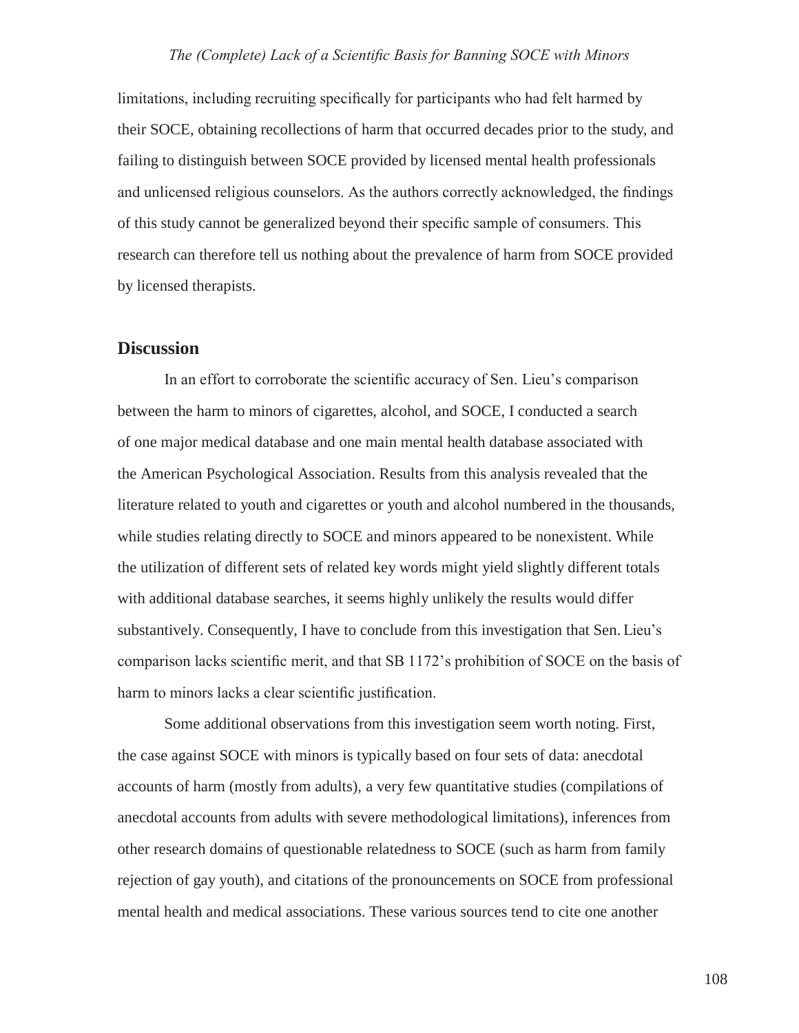limitations, including recruiting specifically for participants who had felt harmed by their SOCE, obtaining recollections of harm that occurred decades prior to the study, and failing to distinguish between SOCE provided by licensed mental health professionals and unlicensed religious counselors. As the authors correctly acknowledged, the findings of this study cannot be generalized beyond their specific sample of consumers. This research can therefore tell us nothing about the prevalence of harm from SOCE provided by licensed therapists.

## Discussion

In an effort to corroborate the scientific accuracy of Sen. Lieu's comparison between the harm to minors of cigarettes, alcohol, and SOCE, I conducted a search of one major medical database and one main mental health database associated with the American Psychological Association. Results from this analysis revealed that the literature related to youth and cigarettes or youth and alcohol numbered in the thousands, while studies relating directly to SOCE and minors appeared to be nonexistent. While the utilization of different sets of related key words might yield slightly different totals with additional database searches, it seems highly unlikely the results would differ substantively. Consequently, I have to conclude from this investigation that Sen. Lieu's comparison lacks scientific merit, and that SB 1172's prohibition of SOCE on the basis of harm to minors lacks a clear scientific justification.

Some additional observations from this investigation seem worth noting. First, the case against SOCE with minors is typically based on four sets of data: anecdotal accounts of harm (mostly from adults), a very few quantitative studies (compilations of anecdotal accounts from adults with severe methodological limitations), inferences from other research domains of questionable relatedness to SOCE (such as harm from family rejection of gay youth), and citations of the pronouncements on SOCE from professional mental health and medical associations. These various sources tend to cite one another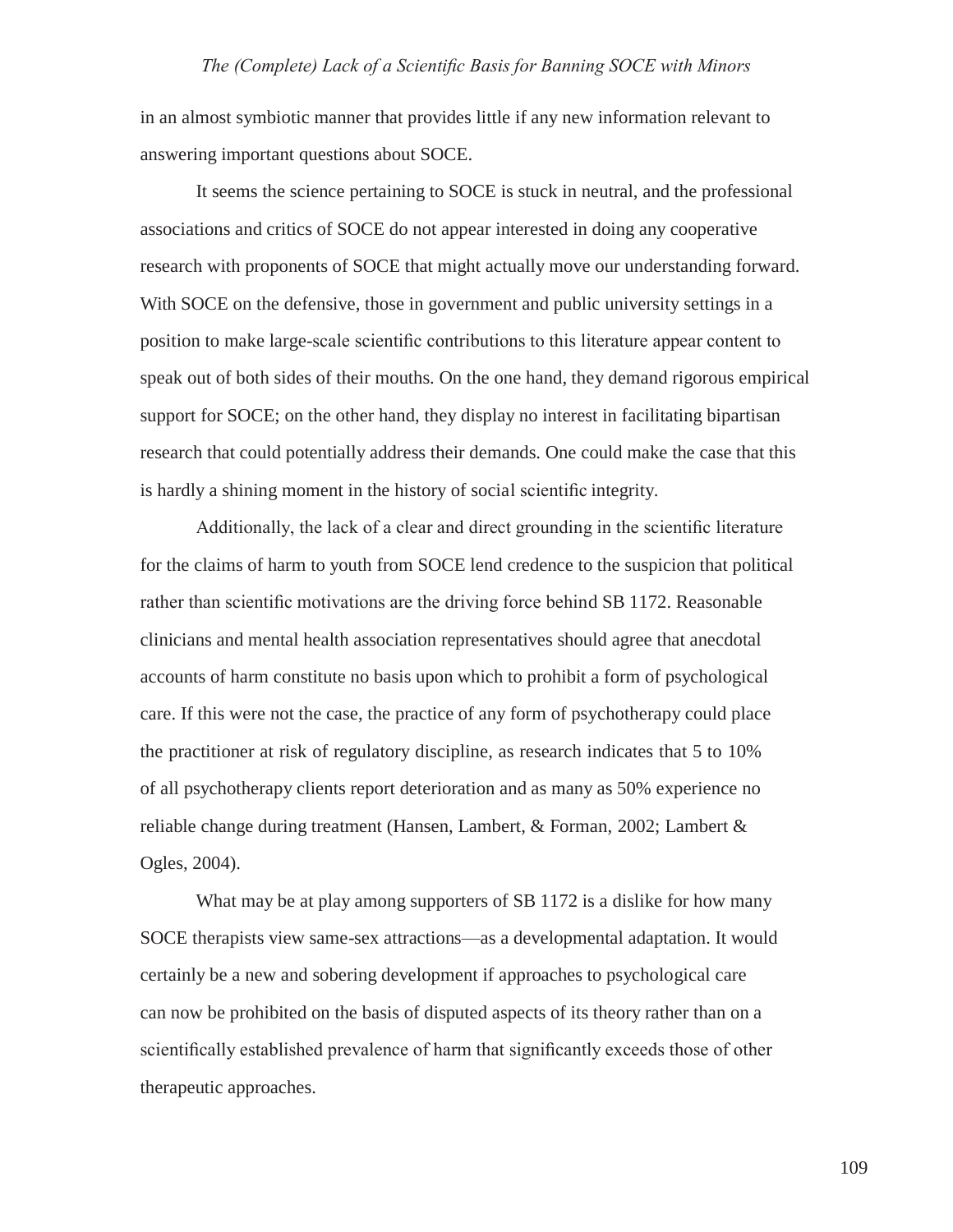in an almost symbiotic manner that provides little if any new information relevant to answering important questions about SOCE.

It seems the science pertaining to SOCE is stuck in neutral, and the professional associations and critics of SOCE do not appear interested in doing any cooperative research with proponents of SOCE that might actually move our understanding forward. With SOCE on the defensive, those in government and public university settings in a position to make large-scale scientific contributions to this literature appear content to speak out of both sides of their mouths. On the one hand, they demand rigorous empirical support for SOCE; on the other hand, they display no interest in facilitating bipartisan research that could potentially address their demands. One could make the case that this is hardly a shining moment in the history of social scientific integrity.

Additionally, the lack of a clear and direct grounding in the scientific literature for the claims of harm to youth from SOCE lend credence to the suspicion that political rather than scientific motivations are the driving force behind SB 1172. Reasonable clinicians and mental health association representatives should agree that anecdotal accounts of harm constitute no basis upon which to prohibit a form of psychological care. If this were not the case, the practice of any form of psychotherapy could place the practitioner at risk of regulatory discipline, as research indicates that 5 to 10% of all psychotherapy clients report deterioration and as many as 50% experience no reliable change during treatment (Hansen, Lambert, & Forman, 2002; Lambert & Ogles, 2004).

What may be at play among supporters of SB 1172 is a dislike for how many SOCE therapists view same-sex attractions—as a developmental adaptation. It would certainly be a new and sobering development if approaches to psychological care can now be prohibited on the basis of disputed aspects of its theory rather than on a scientifically established prevalence of harm that significantly exceeds those of other therapeutic approaches.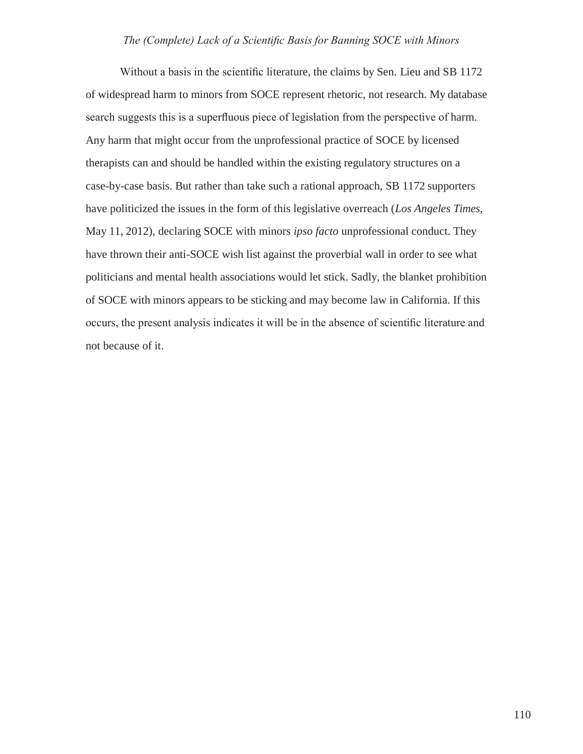Without a basis in the scientific literature, the claims by Sen. Lieu and SB 1172 of widespread harm to minors from SOCE represent rhetoric, not research. My database search suggests this is a superfluous piece of legislation from the perspective of harm. Any harm that might occur from the unprofessional practice of SOCE by licensed therapists can and should be handled within the existing regulatory structures on a case-by-case basis. But rather than take such a rational approach, SB 1172 supporters have politicized the issues in the form of this legislative overreach (*Los Angeles Times*, May 11, 2012), declaring SOCE with minors *ipso facto* unprofessional conduct. They have thrown their anti-SOCE wish list against the proverbial wall in order to see what politicians and mental health associations would let stick. Sadly, the blanket prohibition of SOCE with minors appears to be sticking and may become law in California. If this occurs, the present analysis indicates it will be in the absence of scientific literature and not because of it.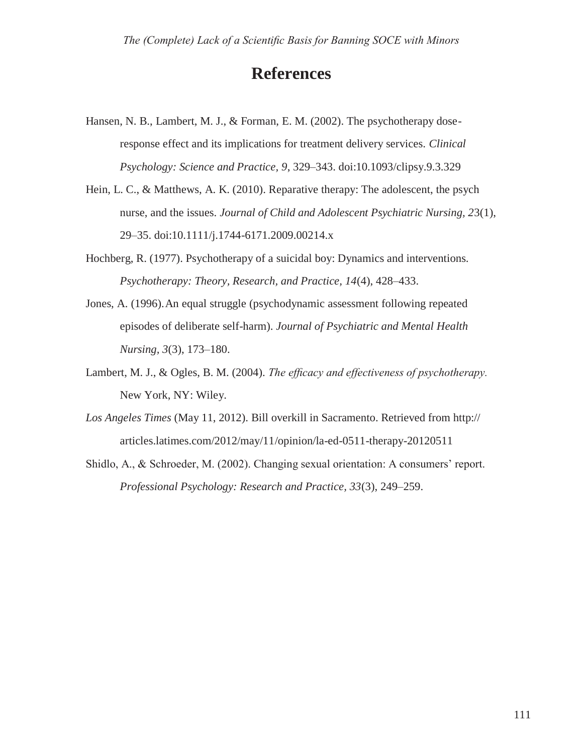# References

Hansen, N. B., Lambert, M. J., & Forman, E. M. (2002). The psychotherapy dose-response effect and its implications for treatment delivery services. *Clinical Psychology: Science and Practice, 9*, 329–343. doi:10.1093/clipsy.9.3.329

Hein, L. C., & Matthews, A. K. (2010). Reparative therapy: The adolescent, the psych nurse, and the issues. *Journal of Child and Adolescent Psychiatric Nursing, 2*3(1), 29–35. doi:10.1111/j.1744-6171.2009.00214.x

Hochberg, R. (1977). Psychotherapy of a suicidal boy: Dynamics and interventions. *Psychotherapy: Theory, Research, and Practice, 14*(4), 428–433.

Jones, A. (1996). An equal struggle (psychodynamic assessment following repeated episodes of deliberate self-harm). *Journal of Psychiatric and Mental Health Nursing, 3*(3), 173–180.

Lambert, M. J., & Ogles, B. M. (2004). *The efficacy and effectiveness of psychotherapy.* New York, NY: Wiley.

*Los Angeles Times* (May 11, 2012). Bill overkill in Sacramento. Retrieved from http://articles.latimes.com/2012/may/11/opinion/la-ed-0511-therapy-20120511

Shidlo, A., & Schroeder, M. (2002). Changing sexual orientation: A consumers' report. *Professional Psychology: Research and Practice, 33*(3), 249–259.